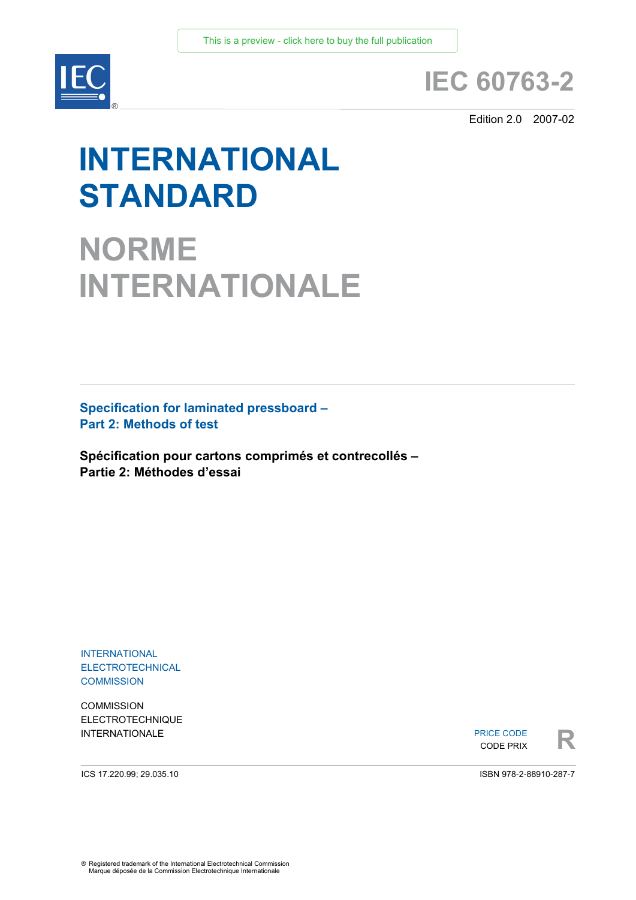This is a preview - click here to buy the full publication

# IEC 60763-2

Edition 2.0 2007-02

# INTERNATIONAL STANDARD

# NORME INTERNATIONALE

## Specification for laminated pressboard –
## Part 2: Methods of test

## Spécification pour cartons comprimés et contrecollés –
## Partie 2: Méthodes d'essai

INTERNATIONAL
ELECTROTECHNICAL
COMMISSION

COMMISSION
ELECTROTECHNIQUE
INTERNATIONALE

PRICE CODE
CODE PRIX **R**

ICS 17.220.99; 29.035.10

ISBN 978-2-88910-287-7

® Registered trademark of the International Electrotechnical Commission
Marque déposée de la Commission Electrotechnique Internationale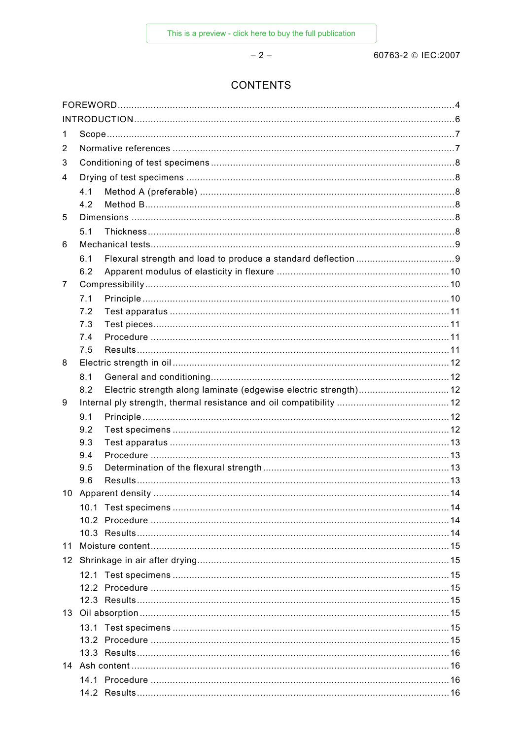# CONTENTS

FOREWORD....4
INTRODUCTION....6
1 Scope....7
2 Normative references....7
3 Conditioning of test specimens....8
4 Drying of test specimens....8
  4.1 Method A (preferable)....8
  4.2 Method B....8
5 Dimensions....8
  5.1 Thickness....8
6 Mechanical tests....9
  6.1 Flexural strength and load to produce a standard deflection....9
  6.2 Apparent modulus of elasticity in flexure....10
7 Compressibility....10
  7.1 Principle....10
  7.2 Test apparatus....11
  7.3 Test pieces....11
  7.4 Procedure....11
  7.5 Results....11
8 Electric strength in oil....12
  8.1 General and conditioning....12
  8.2 Electric strength along laminate (edgewise electric strength)....12
9 Internal ply strength, thermal resistance and oil compatibility....12
  9.1 Principle....12
  9.2 Test specimens....12
  9.3 Test apparatus....13
  9.4 Procedure....13
  9.5 Determination of the flexural strength....13
  9.6 Results....13
10 Apparent density....14
  10.1 Test specimens....14
  10.2 Procedure....14
  10.3 Results....14
11 Moisture content....15
12 Shrinkage in air after drying....15
  12.1 Test specimens....15
  12.2 Procedure....15
  12.3 Results....15
13 Oil absorption....15
  13.1 Test specimens....15
  13.2 Procedure....15
  13.3 Results....16
14 Ash content....16
  14.1 Procedure....16
  14.2 Results....16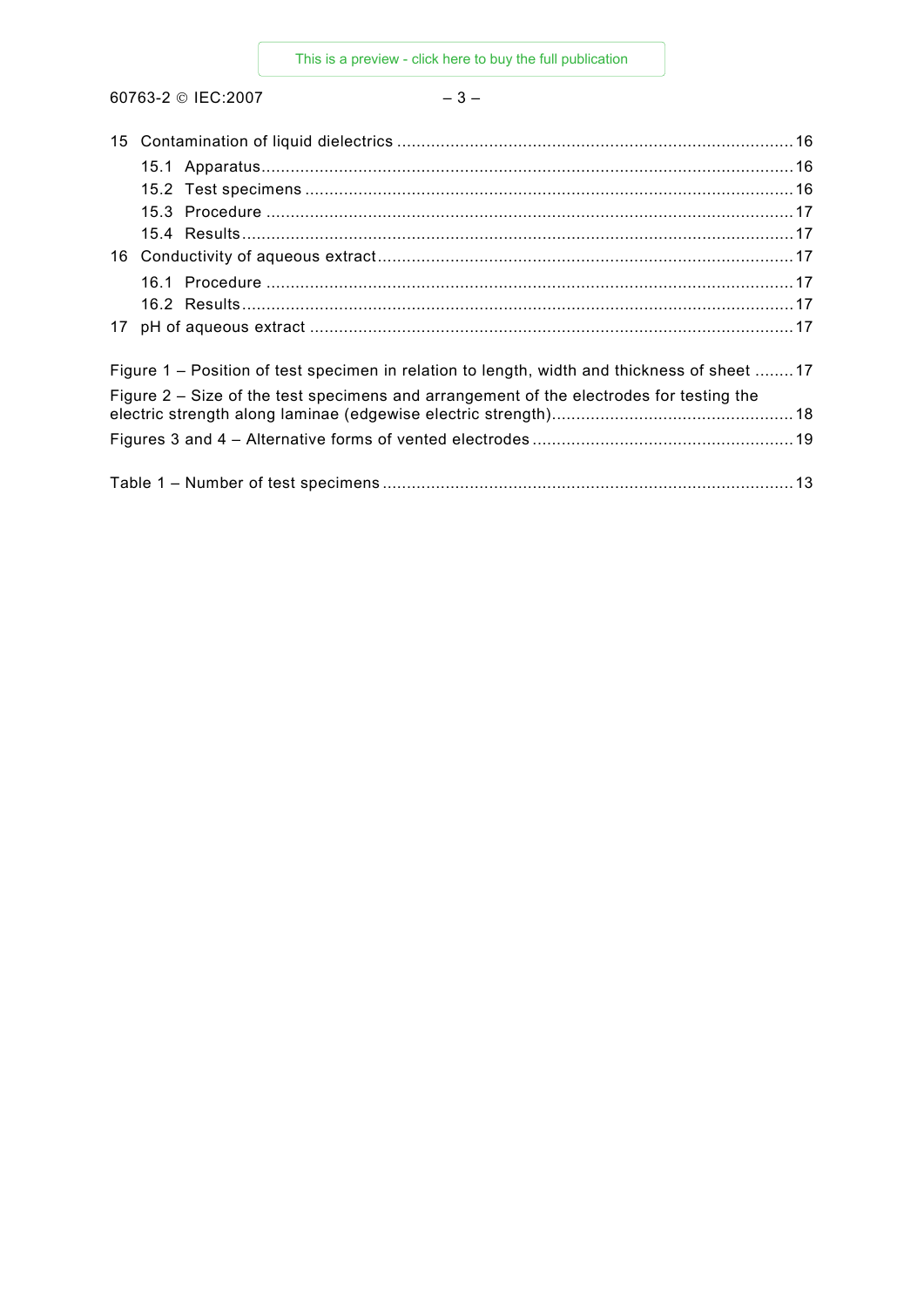15 Contamination of liquid dielectrics ....................................................................................16

15.1 Apparatus...........................................................................................................16

15.2 Test specimens ...................................................................................................16

15.3 Procedure ...........................................................................................................17

15.4 Results................................................................................................................17

16 Conductivity of aqueous extract.........................................................................................17

16.1 Procedure ...........................................................................................................17

16.2 Results................................................................................................................17

17 pH of aqueous extract .......................................................................................................17

Figure 1 – Position of test specimen in relation to length, width and thickness of sheet ........17

Figure 2 – Size of the test specimens and arrangement of the electrodes for testing the electric strength along laminae (edgewise electric strength)..................................................18

Figures 3 and 4 – Alternative forms of vented electrodes ......................................................19

Table 1 – Number of test specimens .....................................................................................13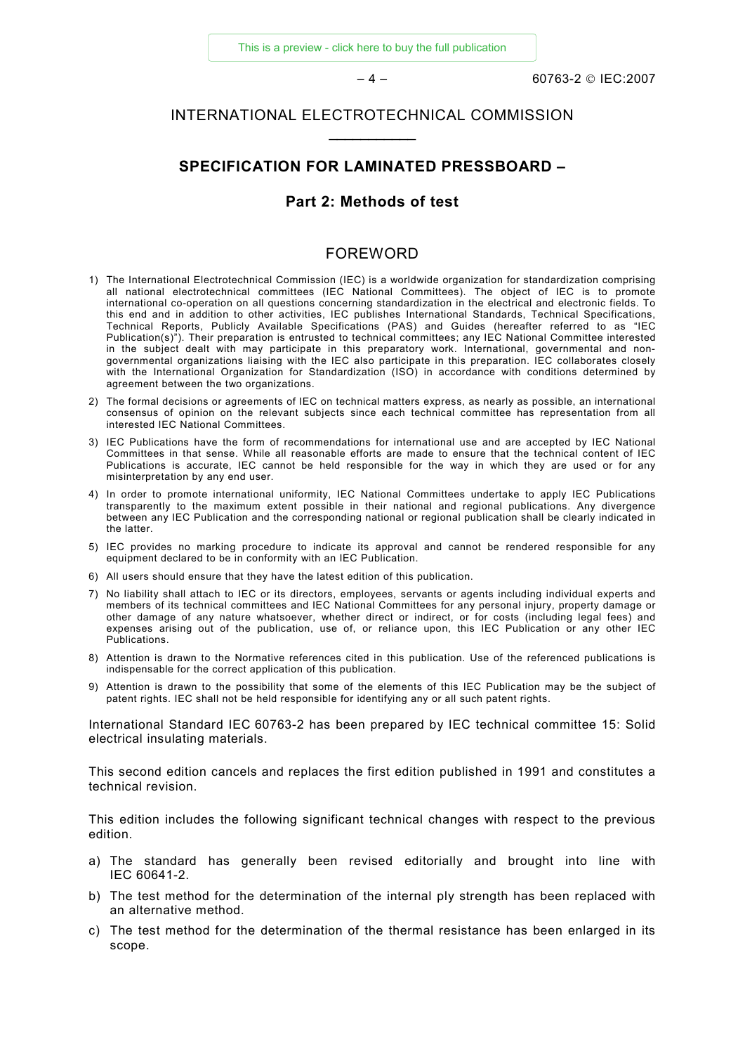INTERNATIONAL ELECTROTECHNICAL COMMISSION

___________

## SPECIFICATION FOR LAMINATED PRESSBOARD –

## Part 2: Methods of test

# FOREWORD

1) The International Electrotechnical Commission (IEC) is a worldwide organization for standardization comprising all national electrotechnical committees (IEC National Committees). The object of IEC is to promote international co-operation on all questions concerning standardization in the electrical and electronic fields. To this end and in addition to other activities, IEC publishes International Standards, Technical Specifications, Technical Reports, Publicly Available Specifications (PAS) and Guides (hereafter referred to as "IEC Publication(s)"). Their preparation is entrusted to technical committees; any IEC National Committee interested in the subject dealt with may participate in this preparatory work. International, governmental and non-governmental organizations liaising with the IEC also participate in this preparation. IEC collaborates closely with the International Organization for Standardization (ISO) in accordance with conditions determined by agreement between the two organizations.

2) The formal decisions or agreements of IEC on technical matters express, as nearly as possible, an international consensus of opinion on the relevant subjects since each technical committee has representation from all interested IEC National Committees.

3) IEC Publications have the form of recommendations for international use and are accepted by IEC National Committees in that sense. While all reasonable efforts are made to ensure that the technical content of IEC Publications is accurate, IEC cannot be held responsible for the way in which they are used or for any misinterpretation by any end user.

4) In order to promote international uniformity, IEC National Committees undertake to apply IEC Publications transparently to the maximum extent possible in their national and regional publications. Any divergence between any IEC Publication and the corresponding national or regional publication shall be clearly indicated in the latter.

5) IEC provides no marking procedure to indicate its approval and cannot be rendered responsible for any equipment declared to be in conformity with an IEC Publication.

6) All users should ensure that they have the latest edition of this publication.

7) No liability shall attach to IEC or its directors, employees, servants or agents including individual experts and members of its technical committees and IEC National Committees for any personal injury, property damage or other damage of any nature whatsoever, whether direct or indirect, or for costs (including legal fees) and expenses arising out of the publication, use of, or reliance upon, this IEC Publication or any other IEC Publications.

8) Attention is drawn to the Normative references cited in this publication. Use of the referenced publications is indispensable for the correct application of this publication.

9) Attention is drawn to the possibility that some of the elements of this IEC Publication may be the subject of patent rights. IEC shall not be held responsible for identifying any or all such patent rights.

International Standard IEC 60763-2 has been prepared by IEC technical committee 15: Solid electrical insulating materials.

This second edition cancels and replaces the first edition published in 1991 and constitutes a technical revision.

This edition includes the following significant technical changes with respect to the previous edition.

a) The standard has generally been revised editorially and brought into line with IEC 60641-2.

b) The test method for the determination of the internal ply strength has been replaced with an alternative method.

c) The test method for the determination of the thermal resistance has been enlarged in its scope.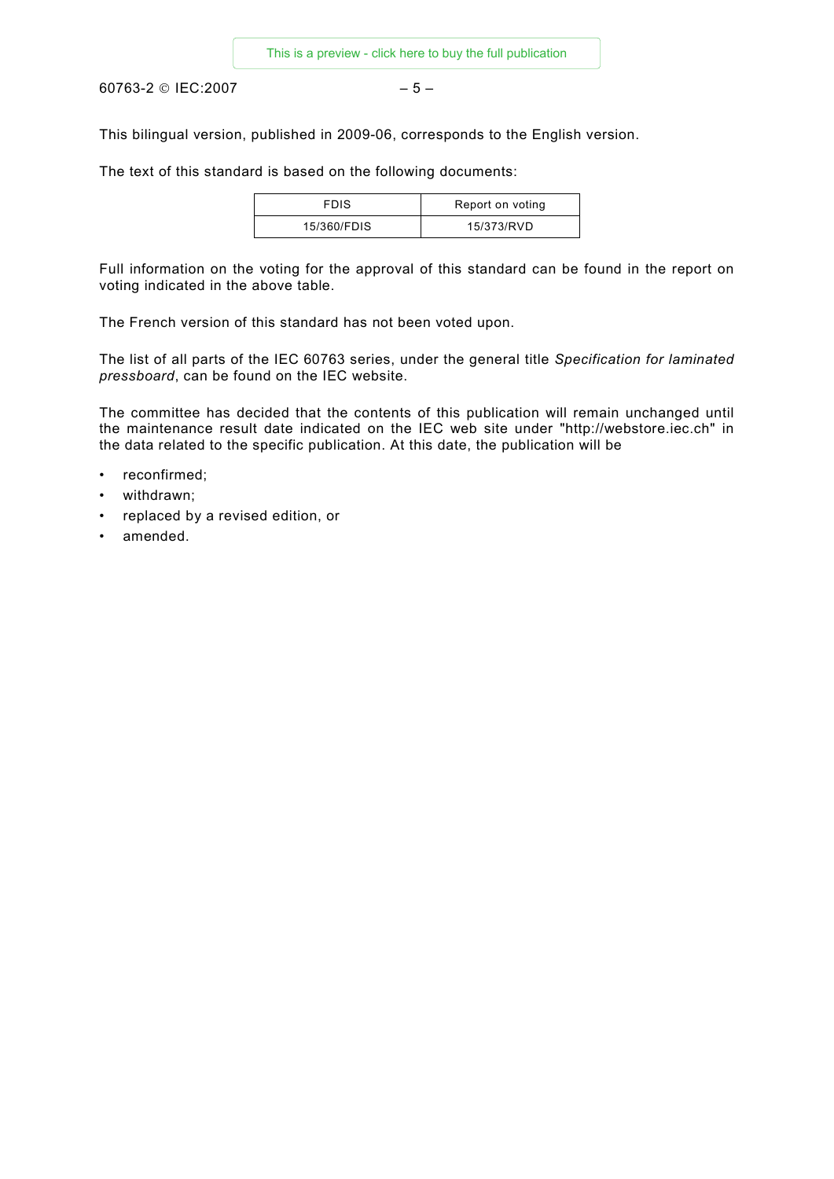This bilingual version, published in 2009-06, corresponds to the English version.

The text of this standard is based on the following documents:

| FDIS | Report on voting |
| --- | --- |
| 15/360/FDIS | 15/373/RVD |

Full information on the voting for the approval of this standard can be found in the report on voting indicated in the above table.

The French version of this standard has not been voted upon.

The list of all parts of the IEC 60763 series, under the general title *Specification for laminated pressboard*, can be found on the IEC website.

The committee has decided that the contents of this publication will remain unchanged until the maintenance result date indicated on the IEC web site under "http://webstore.iec.ch" in the data related to the specific publication. At this date, the publication will be

- reconfirmed;
- withdrawn;
- replaced by a revised edition, or
- amended.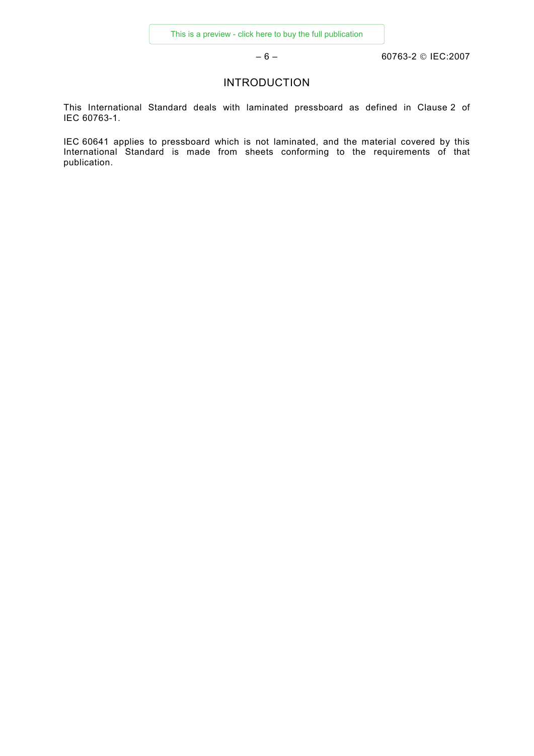# INTRODUCTION

This International Standard deals with laminated pressboard as defined in Clause 2 of IEC 60763-1.

IEC 60641 applies to pressboard which is not laminated, and the material covered by this International Standard is made from sheets conforming to the requirements of that publication.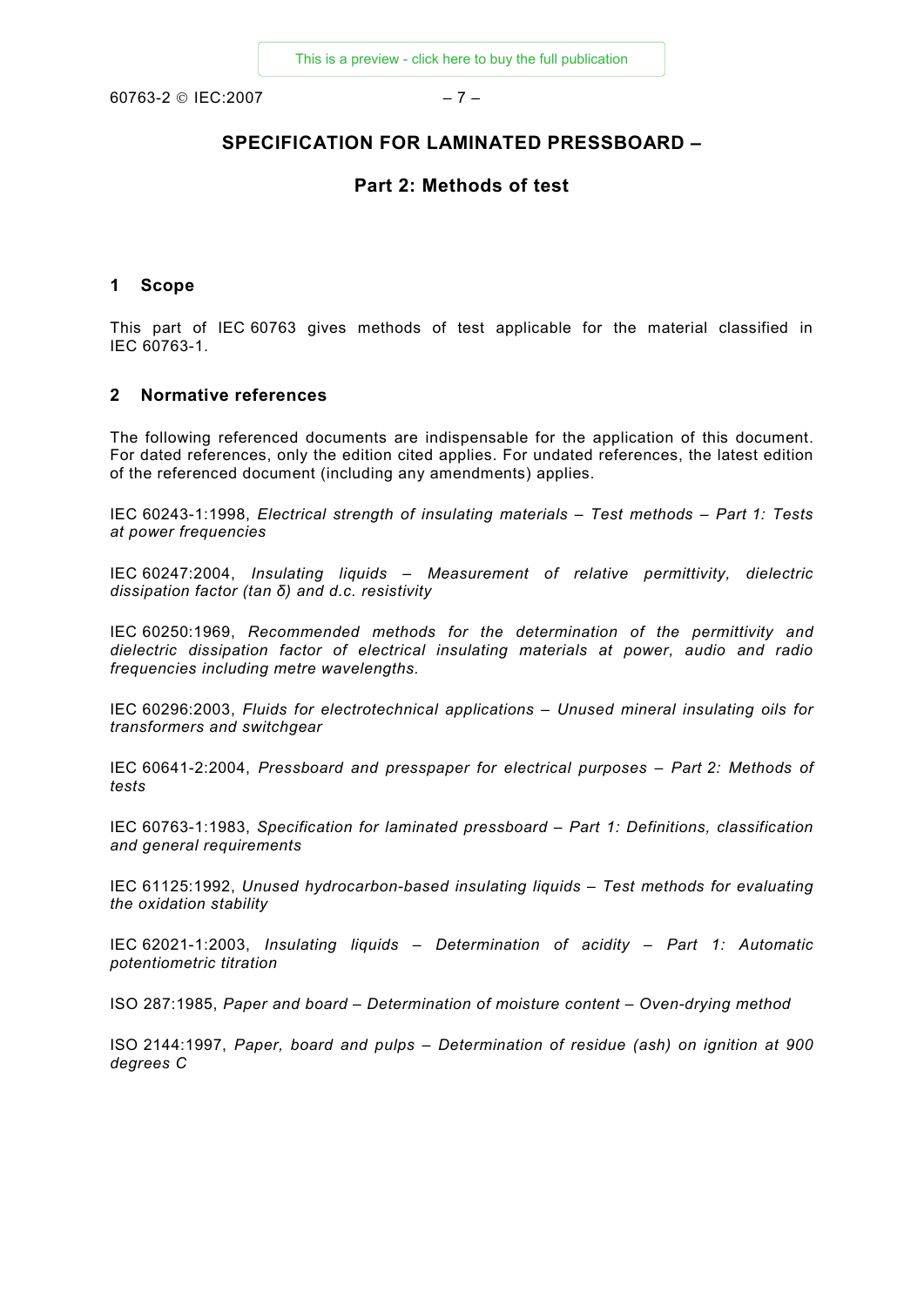# SPECIFICATION FOR LAMINATED PRESSBOARD –

## Part 2: Methods of test

### 1 Scope

This part of IEC 60763 gives methods of test applicable for the material classified in IEC 60763-1.

### 2 Normative references

The following referenced documents are indispensable for the application of this document. For dated references, only the edition cited applies. For undated references, the latest edition of the referenced document (including any amendments) applies.

IEC 60243-1:1998, *Electrical strength of insulating materials – Test methods – Part 1: Tests at power frequencies*

IEC 60247:2004, *Insulating liquids – Measurement of relative permittivity, dielectric dissipation factor (tan δ) and d.c. resistivity*

IEC 60250:1969, *Recommended methods for the determination of the permittivity and dielectric dissipation factor of electrical insulating materials at power, audio and radio frequencies including metre wavelengths.*

IEC 60296:2003, *Fluids for electrotechnical applications – Unused mineral insulating oils for transformers and switchgear*

IEC 60641-2:2004, *Pressboard and presspaper for electrical purposes – Part 2: Methods of tests*

IEC 60763-1:1983, *Specification for laminated pressboard – Part 1: Definitions, classification and general requirements*

IEC 61125:1992, *Unused hydrocarbon-based insulating liquids – Test methods for evaluating the oxidation stability*

IEC 62021-1:2003, *Insulating liquids – Determination of acidity – Part 1: Automatic potentiometric titration*

ISO 287:1985, *Paper and board – Determination of moisture content – Oven-drying method*

ISO 2144:1997, *Paper, board and pulps – Determination of residue (ash) on ignition at 900 degrees C*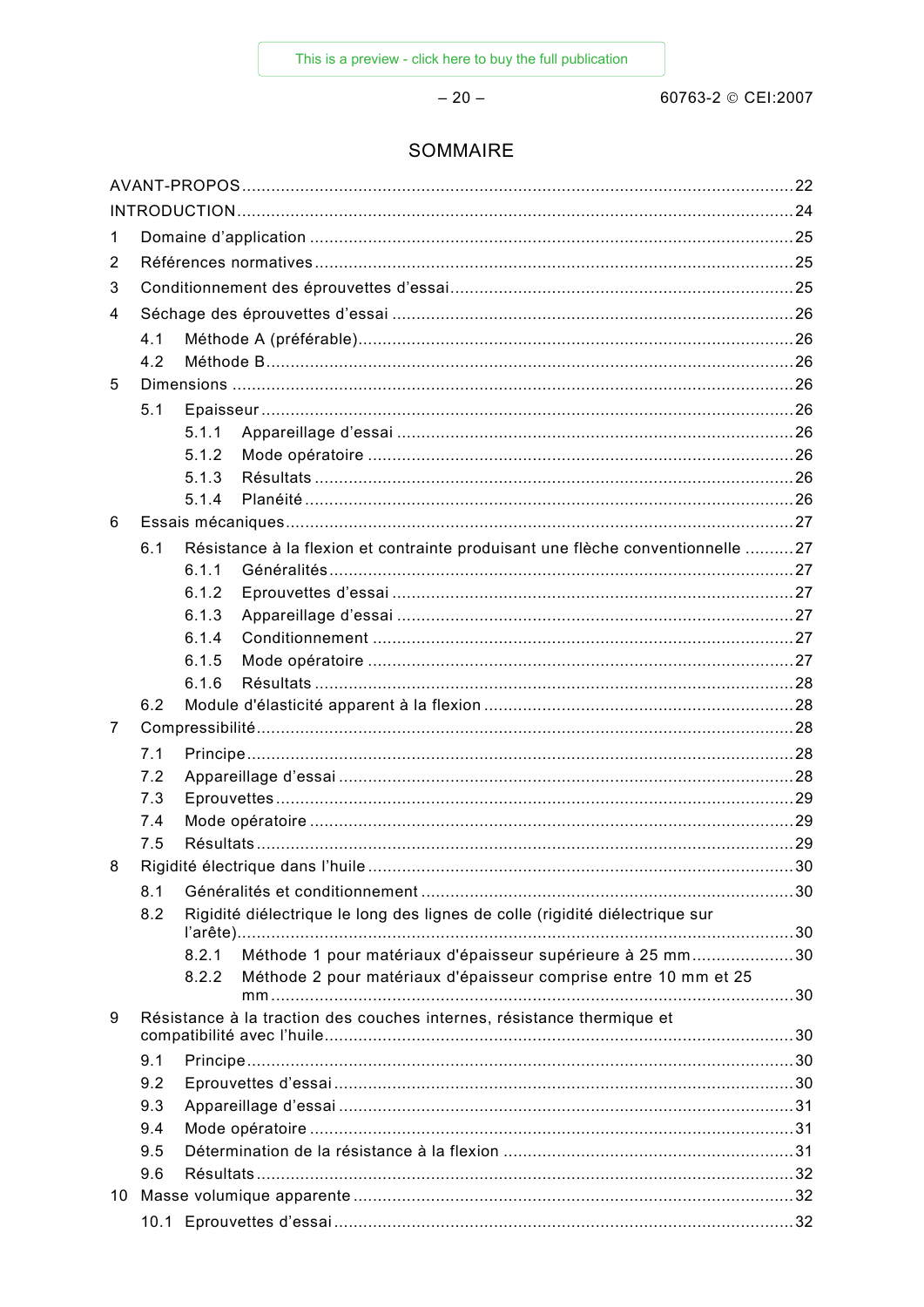# SOMMAIRE

AVANT-PROPOS .......... 22
INTRODUCTION .......... 24
1 Domaine d'application .......... 25
2 Références normatives .......... 25
3 Conditionnement des éprouvettes d'essai .......... 25
4 Séchage des éprouvettes d'essai .......... 26
  4.1 Méthode A (préférable) .......... 26
  4.2 Méthode B .......... 26
5 Dimensions .......... 26
  5.1 Epaisseur .......... 26
    5.1.1 Appareillage d'essai .......... 26
    5.1.2 Mode opératoire .......... 26
    5.1.3 Résultats .......... 26
    5.1.4 Planéité .......... 26
6 Essais mécaniques .......... 27
  6.1 Résistance à la flexion et contrainte produisant une flèche conventionnelle .......... 27
    6.1.1 Généralités .......... 27
    6.1.2 Eprouvettes d'essai .......... 27
    6.1.3 Appareillage d'essai .......... 27
    6.1.4 Conditionnement .......... 27
    6.1.5 Mode opératoire .......... 27
    6.1.6 Résultats .......... 28
  6.2 Module d'élasticité apparent à la flexion .......... 28
7 Compressibilité .......... 28
  7.1 Principe .......... 28
  7.2 Appareillage d'essai .......... 28
  7.3 Eprouvettes .......... 29
  7.4 Mode opératoire .......... 29
  7.5 Résultats .......... 29
8 Rigidité électrique dans l'huile .......... 30
  8.1 Généralités et conditionnement .......... 30
  8.2 Rigidité diélectrique le long des lignes de colle (rigidité diélectrique sur l'arête) .......... 30
    8.2.1 Méthode 1 pour matériaux d'épaisseur supérieure à 25 mm .......... 30
    8.2.2 Méthode 2 pour matériaux d'épaisseur comprise entre 10 mm et 25 mm .......... 30
9 Résistance à la traction des couches internes, résistance thermique et compatibilité avec l'huile .......... 30
  9.1 Principe .......... 30
  9.2 Eprouvettes d'essai .......... 30
  9.3 Appareillage d'essai .......... 31
  9.4 Mode opératoire .......... 31
  9.5 Détermination de la résistance à la flexion .......... 31
  9.6 Résultats .......... 32
10 Masse volumique apparente .......... 32
  10.1 Eprouvettes d'essai .......... 32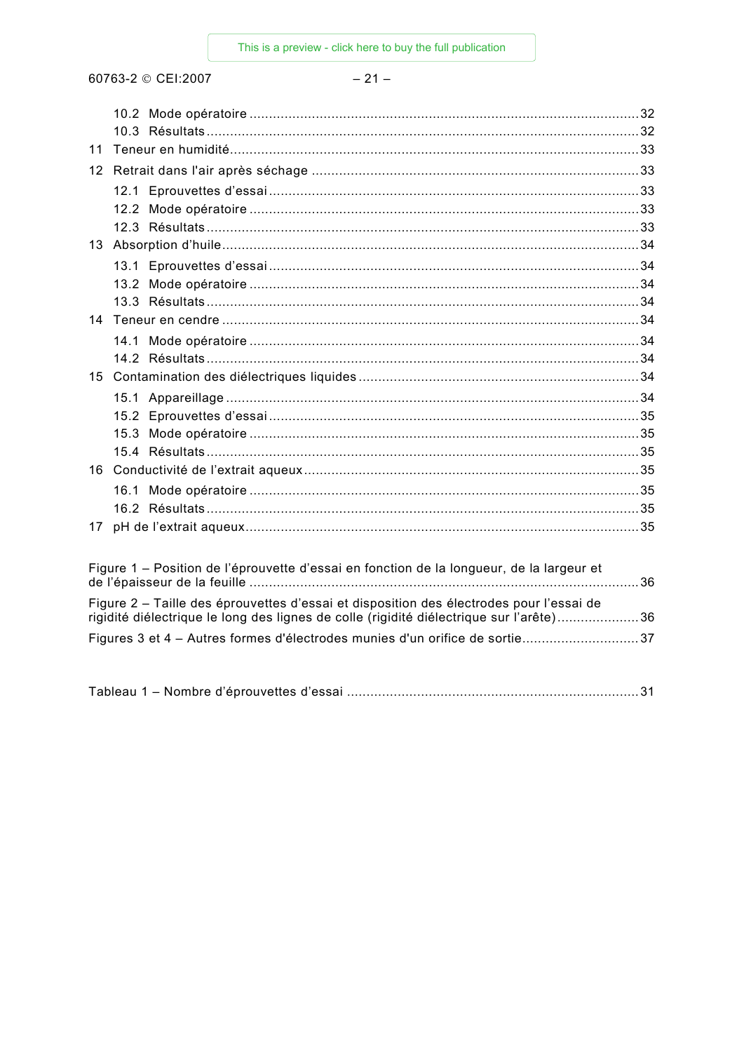10.2 Mode opératoire .......................................................................................................32
10.3 Résultats ...................................................................................................................32
11 Teneur en humidité.......................................................................................................33
12 Retrait dans l'air après séchage ...................................................................................33
12.1 Eprouvettes d'essai ..................................................................................................33
12.2 Mode opératoire .......................................................................................................33
12.3 Résultats ...................................................................................................................33
13 Absorption d'huile.........................................................................................................34
13.1 Eprouvettes d'essai ..................................................................................................34
13.2 Mode opératoire .......................................................................................................34
13.3 Résultats ...................................................................................................................34
14 Teneur en cendre .........................................................................................................34
14.1 Mode opératoire .......................................................................................................34
14.2 Résultats ...................................................................................................................34
15 Contamination des diélectriques liquides ......................................................................34
15.1 Appareillage ..............................................................................................................34
15.2 Eprouvettes d'essai ..................................................................................................35
15.3 Mode opératoire .......................................................................................................35
15.4 Résultats ...................................................................................................................35
16 Conductivité de l'extrait aqueux ....................................................................................35
16.1 Mode opératoire .......................................................................................................35
16.2 Résultats ...................................................................................................................35
17 pH de l'extrait aqueux...................................................................................................35

Figure 1 – Position de l'éprouvette d'essai en fonction de la longueur, de la largeur et de l'épaisseur de la feuille ...............................................................................................36

Figure 2 – Taille des éprouvettes d'essai et disposition des électrodes pour l'essai de rigidité diélectrique le long des lignes de colle (rigidité diélectrique sur l'arête)....................36

Figures 3 et 4 – Autres formes d'électrodes munies d'un orifice de sortie.............................37

Tableau 1 – Nombre d'éprouvettes d'essai ..........................................................................31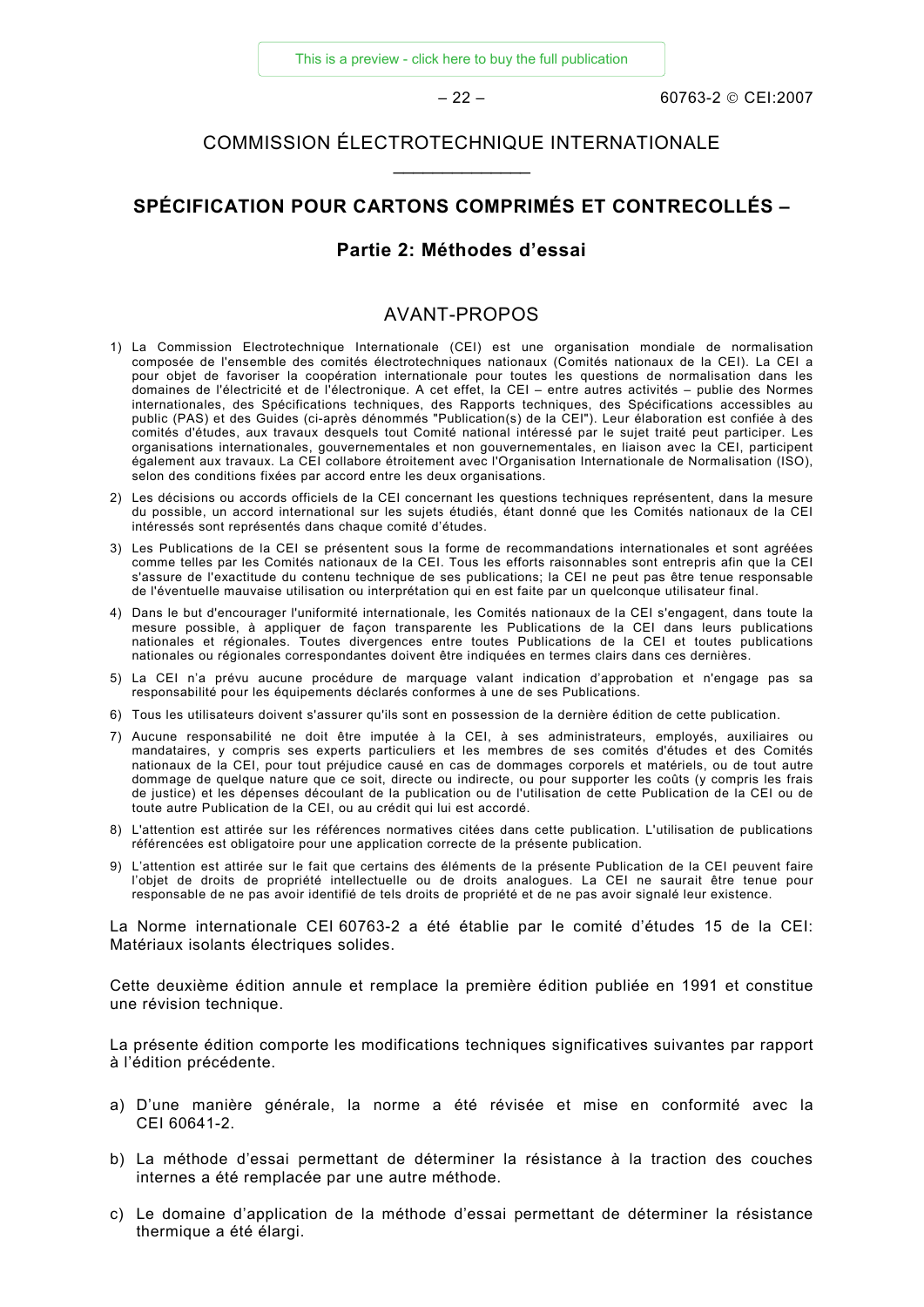# COMMISSION ÉLECTROTECHNIQUE INTERNATIONALE

## SPÉCIFICATION POUR CARTONS COMPRIMÉS ET CONTRECOLLÉS –

### Partie 2: Méthodes d'essai

## AVANT-PROPOS

1) La Commission Electrotechnique Internationale (CEI) est une organisation mondiale de normalisation composée de l'ensemble des comités électrotechniques nationaux (Comités nationaux de la CEI). La CEI a pour objet de favoriser la coopération internationale pour toutes les questions de normalisation dans les domaines de l'électricité et de l'électronique. A cet effet, la CEI – entre autres activités – publie des Normes internationales, des Spécifications techniques, des Rapports techniques, des Spécifications accessibles au public (PAS) et des Guides (ci-après dénommés "Publication(s) de la CEI"). Leur élaboration est confiée à des comités d'études, aux travaux desquels tout Comité national intéressé par le sujet traité peut participer. Les organisations internationales, gouvernementales et non gouvernementales, en liaison avec la CEI, participent également aux travaux. La CEI collabore étroitement avec l'Organisation Internationale de Normalisation (ISO), selon des conditions fixées par accord entre les deux organisations.
2) Les décisions ou accords officiels de la CEI concernant les questions techniques représentent, dans la mesure du possible, un accord international sur les sujets étudiés, étant donné que les Comités nationaux de la CEI intéressés sont représentés dans chaque comité d'études.
3) Les Publications de la CEI se présentent sous la forme de recommandations internationales et sont agréées comme telles par les Comités nationaux de la CEI. Tous les efforts raisonnables sont entrepris afin que la CEI s'assure de l'exactitude du contenu technique de ses publications; la CEI ne peut pas être tenue responsable de l'éventuelle mauvaise utilisation ou interprétation qui en est faite par un quelconque utilisateur final.
4) Dans le but d'encourager l'uniformité internationale, les Comités nationaux de la CEI s'engagent, dans toute la mesure possible, à appliquer de façon transparente les Publications de la CEI dans leurs publications nationales et régionales. Toutes divergences entre toutes Publications de la CEI et toutes publications nationales ou régionales correspondantes doivent être indiquées en termes clairs dans ces dernières.
5) La CEI n'a prévu aucune procédure de marquage valant indication d'approbation et n'engage pas sa responsabilité pour les équipements déclarés conformes à une de ses Publications.
6) Tous les utilisateurs doivent s'assurer qu'ils sont en possession de la dernière édition de cette publication.
7) Aucune responsabilité ne doit être imputée à la CEI, à ses administrateurs, employés, auxiliaires ou mandataires, y compris ses experts particuliers et les membres de ses comités d'études et des Comités nationaux de la CEI, pour tout préjudice causé en cas de dommages corporels et matériels, ou de tout autre dommage de quelque nature que ce soit, directe ou indirecte, ou pour supporter les coûts (y compris les frais de justice) et les dépenses découlant de la publication ou de l'utilisation de cette Publication de la CEI ou de toute autre Publication de la CEI, ou au crédit qui lui est accordé.
8) L'attention est attirée sur les références normatives citées dans cette publication. L'utilisation de publications référencées est obligatoire pour une application correcte de la présente publication.
9) L'attention est attirée sur le fait que certains des éléments de la présente Publication de la CEI peuvent faire l'objet de droits de propriété intellectuelle ou de droits analogues. La CEI ne saurait être tenue pour responsable de ne pas avoir identifié de tels droits de propriété et de ne pas avoir signalé leur existence.

La Norme internationale CEI 60763-2 a été établie par le comité d'études 15 de la CEI: Matériaux isolants électriques solides.

Cette deuxième édition annule et remplace la première édition publiée en 1991 et constitue une révision technique.

La présente édition comporte les modifications techniques significatives suivantes par rapport à l'édition précédente.

a) D'une manière générale, la norme a été révisée et mise en conformité avec la CEI 60641-2.
b) La méthode d'essai permettant de déterminer la résistance à la traction des couches internes a été remplacée par une autre méthode.
c) Le domaine d'application de la méthode d'essai permettant de déterminer la résistance thermique a été élargi.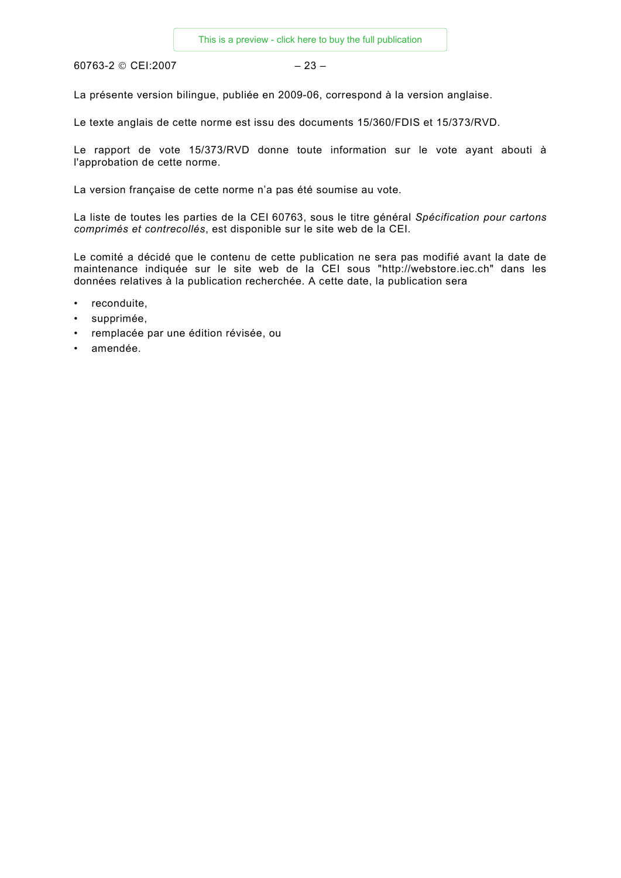La présente version bilingue, publiée en 2009-06, correspond à la version anglaise.

Le texte anglais de cette norme est issu des documents 15/360/FDIS et 15/373/RVD.

Le rapport de vote 15/373/RVD donne toute information sur le vote ayant abouti à l'approbation de cette norme.

La version française de cette norme n'a pas été soumise au vote.

La liste de toutes les parties de la CEI 60763, sous le titre général *Spécification pour cartons comprimés et contrecollés*, est disponible sur le site web de la CEI.

Le comité a décidé que le contenu de cette publication ne sera pas modifié avant la date de maintenance indiquée sur le site web de la CEI sous "http://webstore.iec.ch" dans les données relatives à la publication recherchée. A cette date, la publication sera

- reconduite,
- supprimée,
- remplacée par une édition révisée, ou
- amendée.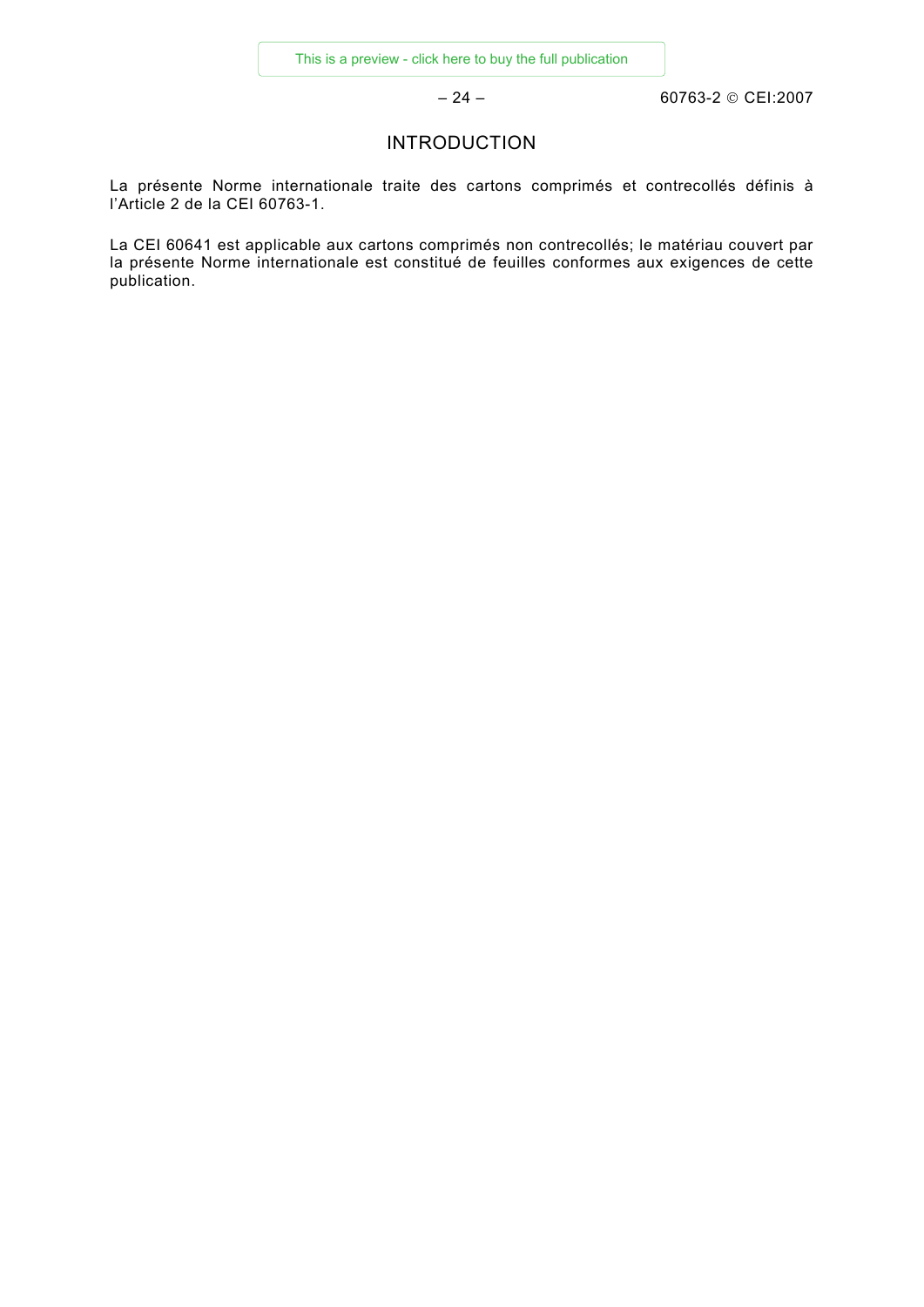# INTRODUCTION

La présente Norme internationale traite des cartons comprimés et contrecollés définis à l'Article 2 de la CEI 60763-1.

La CEI 60641 est applicable aux cartons comprimés non contrecollés; le matériau couvert par la présente Norme internationale est constitué de feuilles conformes aux exigences de cette publication.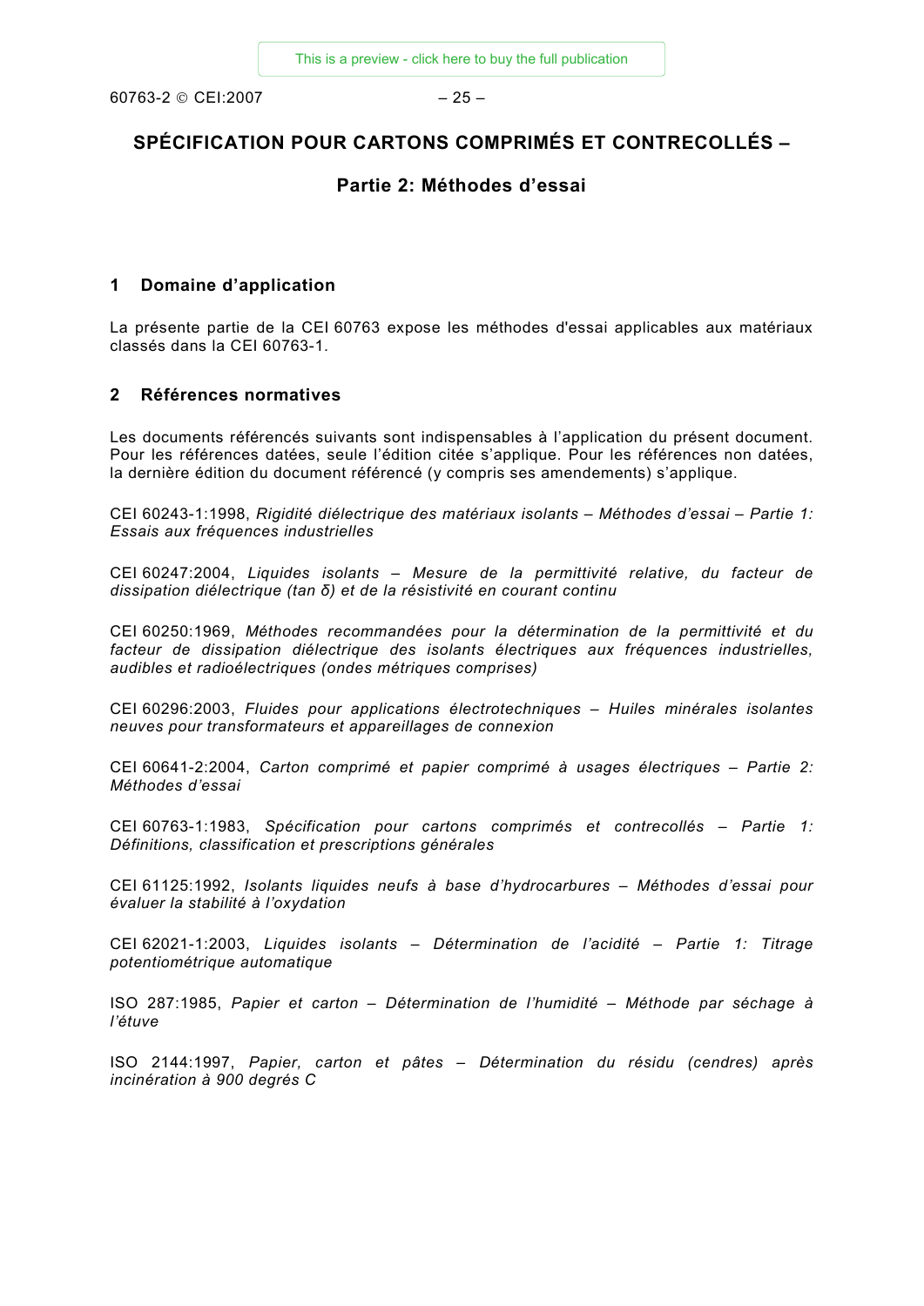# SPÉCIFICATION POUR CARTONS COMPRIMÉS ET CONTRECOLLÉS –

## Partie 2: Méthodes d'essai

## 1 Domaine d'application

La présente partie de la CEI 60763 expose les méthodes d'essai applicables aux matériaux classés dans la CEI 60763-1.

## 2 Références normatives

Les documents référencés suivants sont indispensables à l'application du présent document. Pour les références datées, seule l'édition citée s'applique. Pour les références non datées, la dernière édition du document référencé (y compris ses amendements) s'applique.

CEI 60243-1:1998, *Rigidité diélectrique des matériaux isolants – Méthodes d'essai – Partie 1: Essais aux fréquences industrielles*

CEI 60247:2004, *Liquides isolants – Mesure de la permittivité relative, du facteur de dissipation diélectrique (tan δ) et de la résistivité en courant continu*

CEI 60250:1969, *Méthodes recommandées pour la détermination de la permittivité et du facteur de dissipation diélectrique des isolants électriques aux fréquences industrielles, audibles et radioélectriques (ondes métriques comprises)*

CEI 60296:2003, *Fluides pour applications électrotechniques – Huiles minérales isolantes neuves pour transformateurs et appareillages de connexion*

CEI 60641-2:2004, *Carton comprimé et papier comprimé à usages électriques – Partie 2: Méthodes d'essai*

CEI 60763-1:1983, *Spécification pour cartons comprimés et contrecollés – Partie 1: Définitions, classification et prescriptions générales*

CEI 61125:1992, *Isolants liquides neufs à base d'hydrocarbures – Méthodes d'essai pour évaluer la stabilité à l'oxydation*

CEI 62021-1:2003, *Liquides isolants – Détermination de l'acidité – Partie 1: Titrage potentiométrique automatique*

ISO 287:1985, *Papier et carton – Détermination de l'humidité – Méthode par séchage à l'étuve*

ISO 2144:1997, *Papier, carton et pâtes – Détermination du résidu (cendres) après incinération à 900 degrés C*